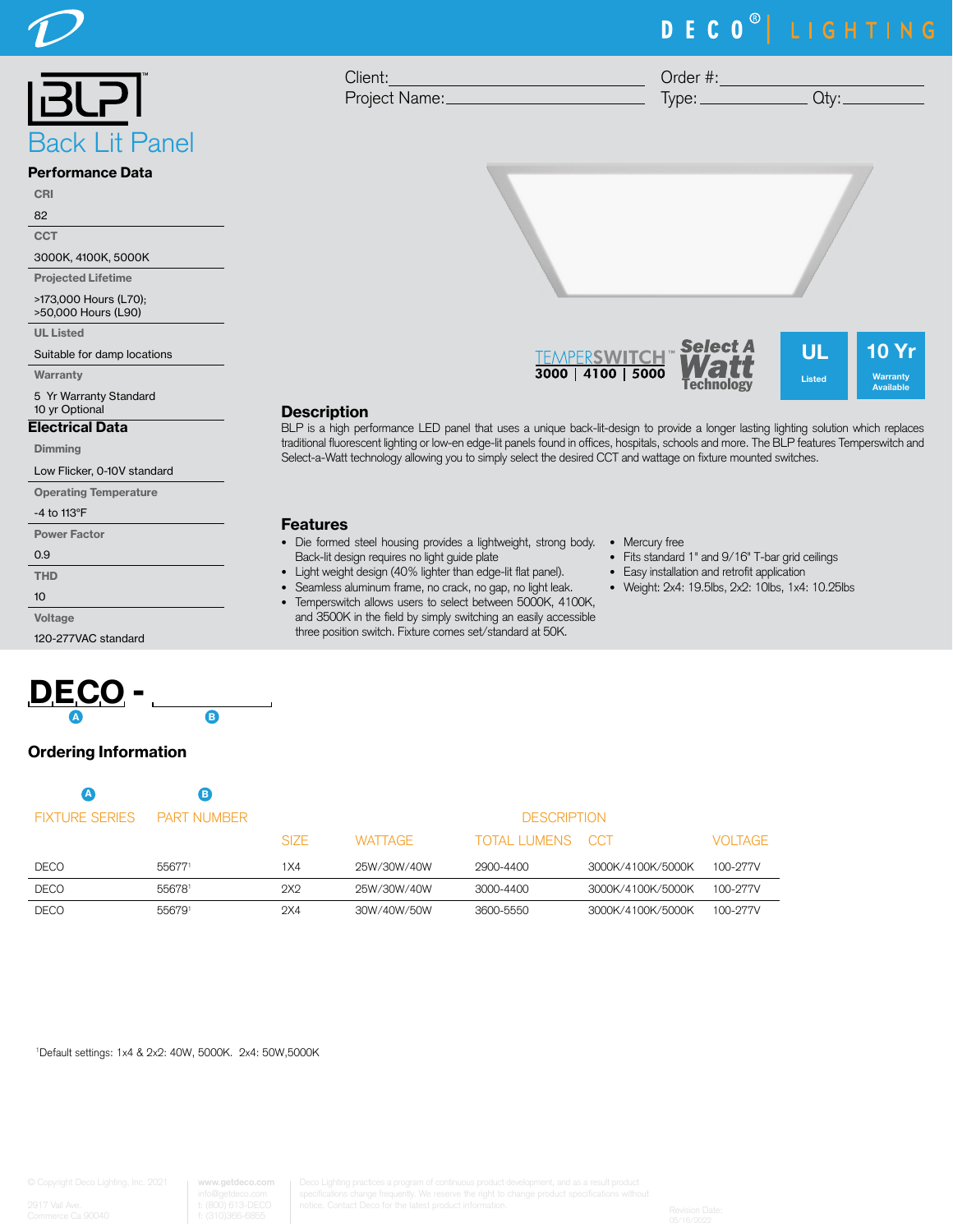# Back Lit Panel

Client: ____________________ Order #: ____________________

Project Name: ____________________ Type: __________ Qty: __________

## Performance Data

**CRI**
82

**CCT**
3000K, 4100K, 5000K

**Projected Lifetime**
>173,000 Hours (L70);
>50,000 Hours (L90)

**UL Listed**
Suitable for damp locations

**Warranty**
5 Yr Warranty Standard
10 yr Optional

## Electrical Data

**Dimming**
Low Flicker, 0-10V standard

**Operating Temperature**
-4 to 113°F

**Power Factor**
0.9

**THD**
10

**Voltage**
120-277VAC standard

TEMPERSWITCH™ 3000 | 4100 | 5000

Select A Watt Technology

UL Listed

10 Yr Warranty Available

## Description

BLP is a high performance LED panel that uses a unique back-lit-design to provide a longer lasting lighting solution which replaces traditional fluorescent lighting or low-en edge-lit panels found in offices, hospitals, schools and more. The BLP features Temperswitch and Select-a-Watt technology allowing you to simply select the desired CCT and wattage on fixture mounted switches.

## Features

- Die formed steel housing provides a lightweight, strong body. Back-lit design requires no light guide plate
- Light weight design (40% lighter than edge-lit flat panel).
- Seamless aluminum frame, no crack, no gap, no light leak.
- Temperswitch allows users to select between 5000K, 4100K, and 3500K in the field by simply switching an easily accessible three position switch. Fixture comes set/standard at 50K.
- Mercury free
- Fits standard 1" and 9/16" T-bar grid ceilings
- Easy installation and retrofit application
- Weight: 2x4: 19.5lbs, 2x2: 10lbs, 1x4: 10.25lbs

**DECO** - ________

(A) (B)

## Ordering Information

| A FIXTURE SERIES | B PART NUMBER | DESCRIPTION | | | | |
|---|---|---|---|---|---|---|
| | | SIZE | WATTAGE | TOTAL LUMENS | CCT | VOLTAGE |
| DECO | 55677[1] | 1X4 | 25W/30W/40W | 2900-4400 | 3000K/4100K/5000K | 100-277V |
| DECO | 55678[1] | 2X2 | 25W/30W/40W | 3000-4400 | 3000K/4100K/5000K | 100-277V |
| DECO | 55679[1] | 2X4 | 30W/40W/50W | 3600-5550 | 3000K/4100K/5000K | 100-277V |

[1]Default settings: 1x4 & 2x2: 40W, 5000K. 2x4: 50W,5000K.

© Copyright Deco Lighting, Inc. 2021
2917 Vail Ave.
Commerce Ca 90040

www.getdeco.com
info@getdeco.com
t: (800) 613-DECO
f: (310)366-6855

Deco Lighting practices a program of continuous product development, and as a result product specifications change frequently. We reserve the right to change product specifications without notice. Contact Deco for the latest product information.

Revision Date: 05/16/2022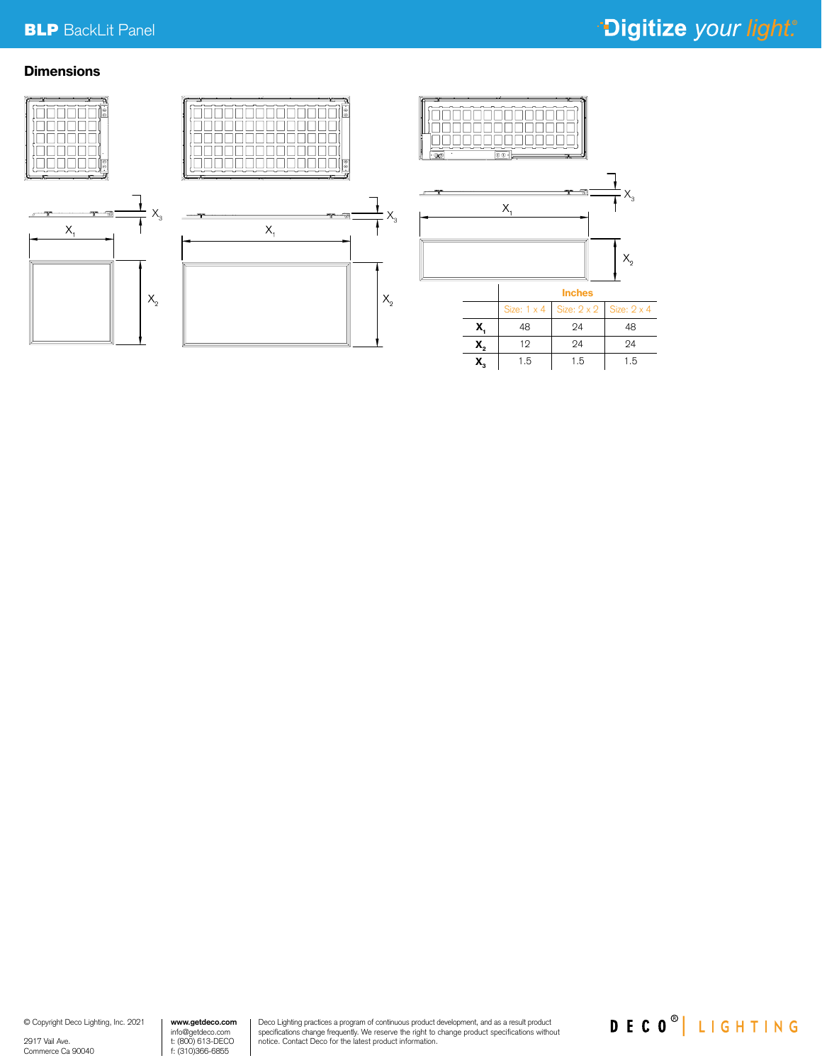## Dimensions

X$_3$

X$_1$

X$_2$

| | Inches | | |
|---|---|---|---|
| | Size: 1 x 4 | Size: 2 x 2 | Size: 2 x 4 |
| **X$_1$** | 48 | 24 | 48 |
| **X$_2$** | 12 | 24 | 24 |
| **X$_3$** | 1.5 | 1.5 | 1.5 |

© Copyright Deco Lighting, Inc. 2021

2917 Vail Ave.
Commerce Ca 90040

**www.getdeco.com**
info@getdeco.com
t: (800) 613-DECO
f: (310)366-6855

Deco Lighting practices a program of continuous product development, and as a result product specifications change frequently. We reserve the right to change product specifications without notice. Contact Deco for the latest product information.

DECO® | LIGHTING